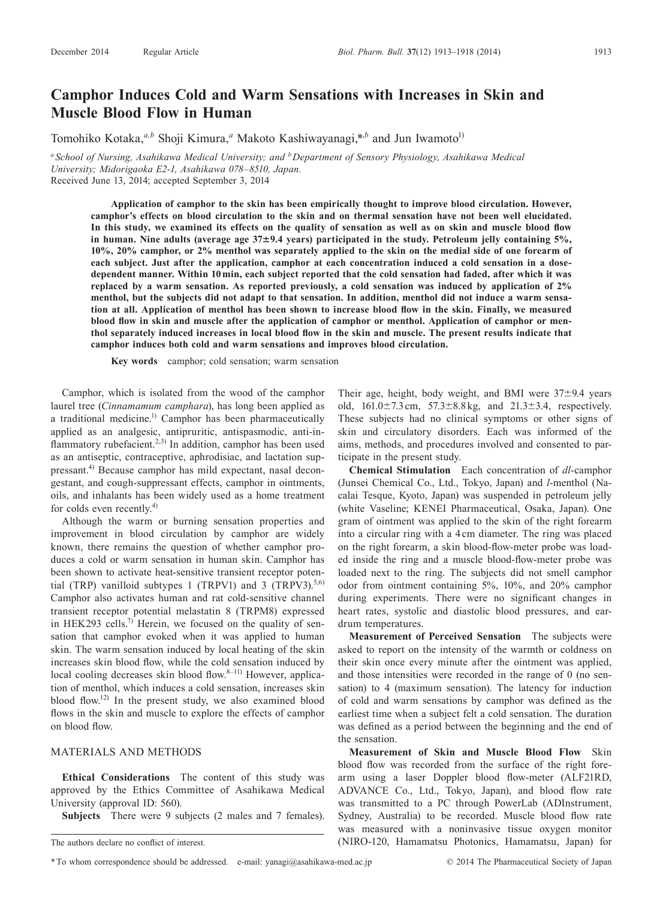# Camphor Induces Cold and Warm Sensations with Increases in Skin and Muscle Blood Flow in Human

Tomohiko Kotaka,[a,b] Shoji Kimura,[a] Makoto Kashiwayanagi,*[,b] and Jun Iwamoto[1)]

[a] School of Nursing, Asahikawa Medical University; and [b] Department of Sensory Physiology, Asahikawa Medical University; Midorigaoka E2-1, Asahikawa 078–8510, Japan.
Received June 13, 2014; accepted September 3, 2014

**Application of camphor to the skin has been empirically thought to improve blood circulation. However, camphor's effects on blood circulation to the skin and on thermal sensation have not been well elucidated. In this study, we examined its effects on the quality of sensation as well as on skin and muscle blood flow in human. Nine adults (average age 37±9.4 years) participated in the study. Petroleum jelly containing 5%, 10%, 20% camphor, or 2% menthol was separately applied to the skin on the medial side of one forearm of each subject. Just after the application, camphor at each concentration induced a cold sensation in a dose-dependent manner. Within 10 min, each subject reported that the cold sensation had faded, after which it was replaced by a warm sensation. As reported previously, a cold sensation was induced by application of 2% menthol, but the subjects did not adapt to that sensation. In addition, menthol did not induce a warm sensation at all. Application of menthol has been shown to increase blood flow in the skin. Finally, we measured blood flow in skin and muscle after the application of camphor or menthol. Application of camphor or menthol separately induced increases in local blood flow in the skin and muscle. The present results indicate that camphor induces both cold and warm sensations and improves blood circulation.**

**Key words** camphor; cold sensation; warm sensation

Camphor, which is isolated from the wood of the camphor laurel tree (*Cinnamamum camphara*), has long been applied as a traditional medicine.[1)] Camphor has been pharmaceutically applied as an analgesic, antipruritic, antispasmodic, anti-inflammatory rubefacient.[2,3)] In addition, camphor has been used as an antiseptic, contraceptive, aphrodisiac, and lactation suppressant.[4)] Because camphor has mild expectant, nasal decongestant, and cough-suppressant effects, camphor in ointments, oils, and inhalants has been widely used as a home treatment for colds even recently.[4)]

Although the warm or burning sensation properties and improvement in blood circulation by camphor are widely known, there remains the question of whether camphor produces a cold or warm sensation in human skin. Camphor has been shown to activate heat-sensitive transient receptor potential (TRP) vanilloid subtypes 1 (TRPV1) and 3 (TRPV3).[5,6)] Camphor also activates human and rat cold-sensitive channel transient receptor potential melastatin 8 (TRPM8) expressed in HEK293 cells.[7)] Herein, we focused on the quality of sensation that camphor evoked when it was applied to human skin. The warm sensation induced by local heating of the skin increases skin blood flow, while the cold sensation induced by local cooling decreases skin blood flow.[8–11)] However, application of menthol, which induces a cold sensation, increases skin blood flow.[12)] In the present study, we also examined blood flows in the skin and muscle to explore the effects of camphor on blood flow.

## MATERIALS AND METHODS

**Ethical Considerations** The content of this study was approved by the Ethics Committee of Asahikawa Medical University (approval ID: 560).

**Subjects** There were 9 subjects (2 males and 7 females). Their age, height, body weight, and BMI were 37±9.4 years old, 161.0±7.3 cm, 57.3±8.8 kg, and 21.3±3.4, respectively. These subjects had no clinical symptoms or other signs of skin and circulatory disorders. Each was informed of the aims, methods, and procedures involved and consented to participate in the present study.

**Chemical Stimulation** Each concentration of *dl*-camphor (Junsei Chemical Co., Ltd., Tokyo, Japan) and *l*-menthol (Nacalai Tesque, Kyoto, Japan) was suspended in petroleum jelly (white Vaseline; KENEI Pharmaceutical, Osaka, Japan). One gram of ointment was applied to the skin of the right forearm into a circular ring with a 4 cm diameter. The ring was placed on the right forearm, a skin blood-flow-meter probe was loaded inside the ring and a muscle blood-flow-meter probe was loaded next to the ring. The subjects did not smell camphor odor from ointment containing 5%, 10%, and 20% camphor during experiments. There were no significant changes in heart rates, systolic and diastolic blood pressures, and eardrum temperatures.

**Measurement of Perceived Sensation** The subjects were asked to report on the intensity of the warmth or coldness on their skin once every minute after the ointment was applied, and those intensities were recorded in the range of 0 (no sensation) to 4 (maximum sensation). The latency for induction of cold and warm sensations by camphor was defined as the earliest time when a subject felt a cold sensation. The duration was defined as a period between the beginning and the end of the sensation.

**Measurement of Skin and Muscle Blood Flow** Skin blood flow was recorded from the surface of the right forearm using a laser Doppler blood flow-meter (ALF21RD, ADVANCE Co., Ltd., Tokyo, Japan), and blood flow rate was transmitted to a PC through PowerLab (ADInstrument, Sydney, Australia) to be recorded. Muscle blood flow rate was measured with a noninvasive tissue oxygen monitor (NIRO-120, Hamamatsu Photonics, Hamamatsu, Japan) for

The authors declare no conflict of interest.

* To whom correspondence should be addressed. e-mail: yanagi@asahikawa-med.ac.jp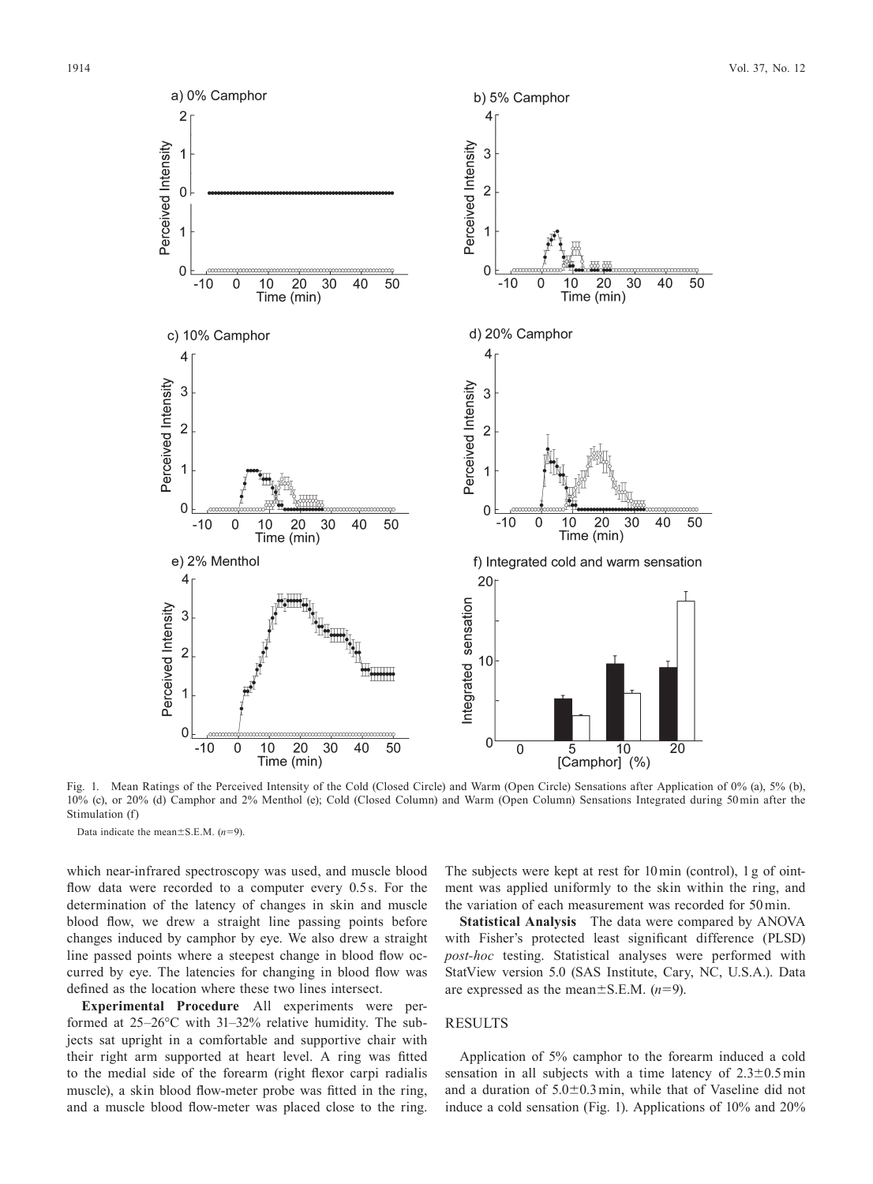Fig. 1. Mean Ratings of the Perceived Intensity of the Cold (Closed Circle) and Warm (Open Circle) Sensations after Application of 0% (a), 5% (b), 10% (c), or 20% (d) Camphor and 2% Menthol (e); Cold (Closed Column) and Warm (Open Column) Sensations Integrated during 50 min after the Stimulation (f)

Data indicate the mean±S.E.M. ($n$=9).

which near-infrared spectroscopy was used, and muscle blood flow data were recorded to a computer every 0.5 s. For the determination of the latency of changes in skin and muscle blood flow, we drew a straight line passing points before changes induced by camphor by eye. We also drew a straight line passed points where a steepest change in blood flow occurred by eye. The latencies for changing in blood flow was defined as the location where these two lines intersect.

**Experimental Procedure** All experiments were performed at 25–26°C with 31–32% relative humidity. The subjects sat upright in a comfortable and supportive chair with their right arm supported at heart level. A ring was fitted to the medial side of the forearm (right flexor carpi radialis muscle), a skin blood flow-meter probe was fitted in the ring, and a muscle blood flow-meter was placed close to the ring. The subjects were kept at rest for 10 min (control), 1 g of ointment was applied uniformly to the skin within the ring, and the variation of each measurement was recorded for 50 min.

**Statistical Analysis** The data were compared by ANOVA with Fisher's protected least significant difference (PLSD) *post-hoc* testing. Statistical analyses were performed with StatView version 5.0 (SAS Institute, Cary, NC, U.S.A.). Data are expressed as the mean±S.E.M. ($n$=9).

## RESULTS

Application of 5% camphor to the forearm induced a cold sensation in all subjects with a time latency of 2.3±0.5 min and a duration of 5.0±0.3 min, while that of Vaseline did not induce a cold sensation (Fig. 1). Applications of 10% and 20%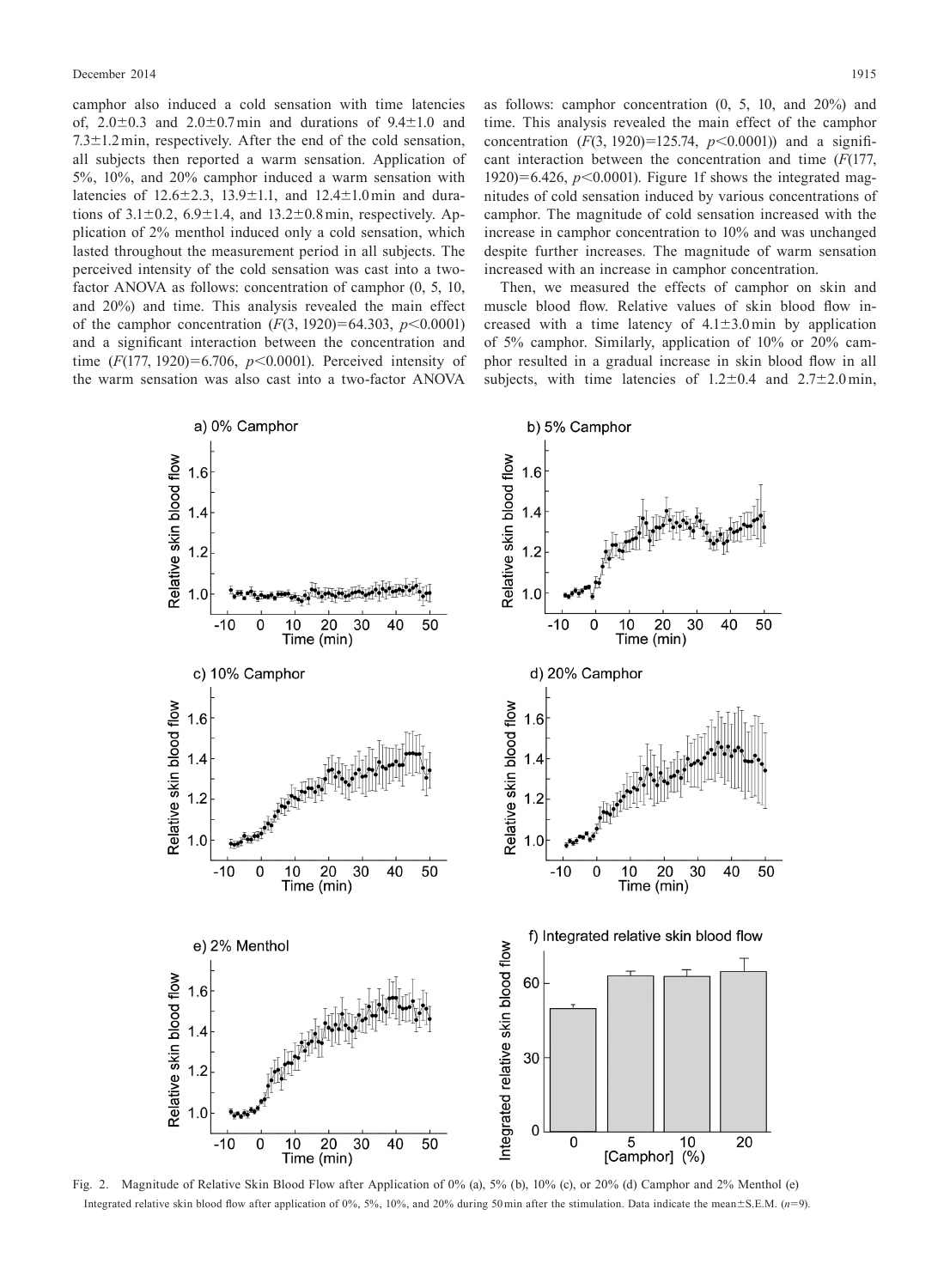camphor also induced a cold sensation with time latencies of, 2.0±0.3 and 2.0±0.7 min and durations of 9.4±1.0 and 7.3±1.2 min, respectively. After the end of the cold sensation, all subjects then reported a warm sensation. Application of 5%, 10%, and 20% camphor induced a warm sensation with latencies of 12.6±2.3, 13.9±1.1, and 12.4±1.0 min and durations of 3.1±0.2, 6.9±1.4, and 13.2±0.8 min, respectively. Application of 2% menthol induced only a cold sensation, which lasted throughout the measurement period in all subjects. The perceived intensity of the cold sensation was cast into a two-factor ANOVA as follows: concentration of camphor (0, 5, 10, and 20%) and time. This analysis revealed the main effect of the camphor concentration ($F(3, 1920)=64.303$, $p<0.0001$) and a significant interaction between the concentration and time ($F(177, 1920)=6.706$, $p<0.0001$). Perceived intensity of the warm sensation was also cast into a two-factor ANOVA as follows: camphor concentration (0, 5, 10, and 20%) and time. This analysis revealed the main effect of the camphor concentration ($F(3, 1920)=125.74$, $p<0.0001$)) and a significant interaction between the concentration and time ($F(177, 1920)=6.426$, $p<0.0001$). Figure 1f shows the integrated magnitudes of cold sensation induced by various concentrations of camphor. The magnitude of cold sensation increased with the increase in camphor concentration to 10% and was unchanged despite further increases. The magnitude of warm sensation increased with an increase in camphor concentration.

Then, we measured the effects of camphor on skin and muscle blood flow. Relative values of skin blood flow increased with a time latency of 4.1±3.0 min by application of 5% camphor. Similarly, application of 10% or 20% camphor resulted in a gradual increase in skin blood flow in all subjects, with time latencies of 1.2±0.4 and 2.7±2.0 min,

Fig. 2. Magnitude of Relative Skin Blood Flow after Application of 0% (a), 5% (b), 10% (c), or 20% (d) Camphor and 2% Menthol (e)

Integrated relative skin blood flow after application of 0%, 5%, 10%, and 20% during 50 min after the stimulation. Data indicate the mean±S.E.M. ($n$=9).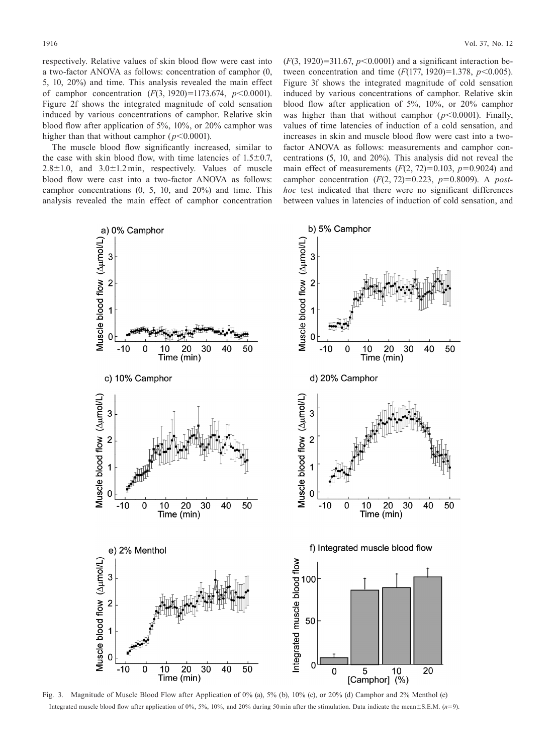respectively. Relative values of skin blood flow were cast into a two-factor ANOVA as follows: concentration of camphor (0, 5, 10, 20%) and time. This analysis revealed the main effect of camphor concentration ($F(3, 1920)=1173.674$, $p<0.0001$). Figure 2f shows the integrated magnitude of cold sensation induced by various concentrations of camphor. Relative skin blood flow after application of 5%, 10%, or 20% camphor was higher than that without camphor ($p<0.0001$).

The muscle blood flow significantly increased, similar to the case with skin blood flow, with time latencies of 1.5±0.7, 2.8±1.0, and 3.0±1.2 min, respectively. Values of muscle blood flow were cast into a two-factor ANOVA as follows: camphor concentrations (0, 5, 10, and 20%) and time. This analysis revealed the main effect of camphor concentration ($F(3, 1920)=311.67$, $p<0.0001$) and a significant interaction between concentration and time ($F(177, 1920)=1.378$, $p<0.005$). Figure 3f shows the integrated magnitude of cold sensation induced by various concentrations of camphor. Relative skin blood flow after application of 5%, 10%, or 20% camphor was higher than that without camphor ($p<0.0001$). Finally, values of time latencies of induction of a cold sensation, and increases in skin and muscle blood flow were cast into a two-factor ANOVA as follows: measurements and camphor concentrations (5, 10, and 20%). This analysis did not reveal the main effect of measurements ($F(2, 72)=0.103$, $p=0.9024$) and camphor concentration ($F(2, 72)=0.223$, $p=0.8009$). A *post-hoc* test indicated that there were no significant differences between values in latencies of induction of cold sensation, and

Fig. 3. Magnitude of Muscle Blood Flow after Application of 0% (a), 5% (b), 10% (c), or 20% (d) Camphor and 2% Menthol (e)

Integrated muscle blood flow after application of 0%, 5%, 10%, and 20% during 50 min after the stimulation. Data indicate the mean±S.E.M. ($n=9$).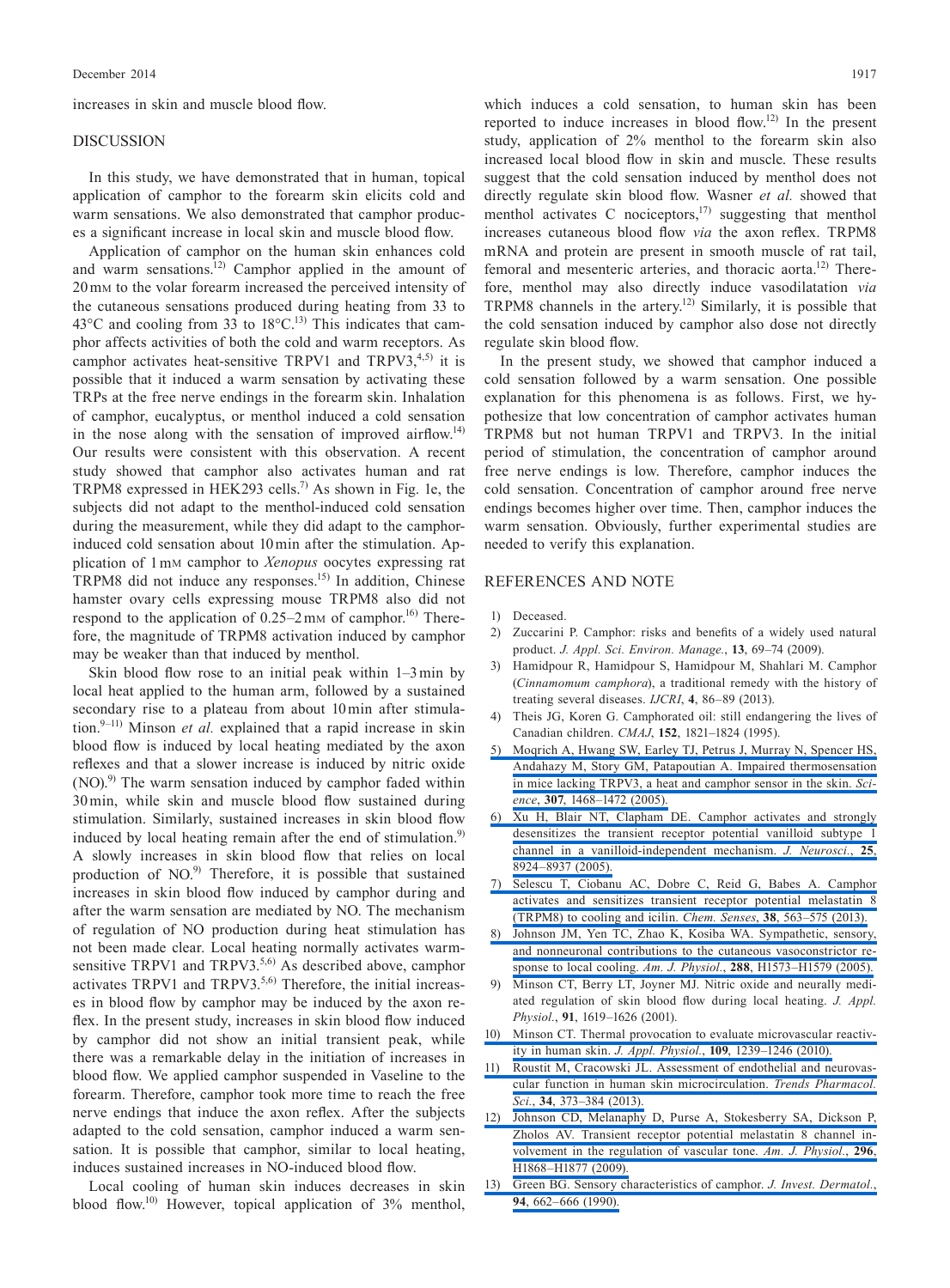increases in skin and muscle blood flow.

## DISCUSSION

In this study, we have demonstrated that in human, topical application of camphor to the forearm skin elicits cold and warm sensations. We also demonstrated that camphor produces a significant increase in local skin and muscle blood flow.

Application of camphor on the human skin enhances cold and warm sensations.[12] Camphor applied in the amount of 20 mM to the volar forearm increased the perceived intensity of the cutaneous sensations produced during heating from 33 to 43°C and cooling from 33 to 18°C.[13] This indicates that camphor affects activities of both the cold and warm receptors. As camphor activates heat-sensitive TRPV1 and TRPV3,[4,5] it is possible that it induced a warm sensation by activating these TRPs at the free nerve endings in the forearm skin. Inhalation of camphor, eucalyptus, or menthol induced a cold sensation in the nose along with the sensation of improved airflow.[14] Our results were consistent with this observation. A recent study showed that camphor also activates human and rat TRPM8 expressed in HEK293 cells.[7] As shown in Fig. 1e, the subjects did not adapt to the menthol-induced cold sensation during the measurement, while they did adapt to the camphor-induced cold sensation about 10 min after the stimulation. Application of 1 mM camphor to *Xenopus* oocytes expressing rat TRPM8 did not induce any responses.[15] In addition, Chinese hamster ovary cells expressing mouse TRPM8 also did not respond to the application of 0.25–2 mM of camphor.[16] Therefore, the magnitude of TRPM8 activation induced by camphor may be weaker than that induced by menthol.

Skin blood flow rose to an initial peak within 1–3 min by local heat applied to the human arm, followed by a sustained secondary rise to a plateau from about 10 min after stimulation.[9–11] Minson *et al.* explained that a rapid increase in skin blood flow is induced by local heating mediated by the axon reflexes and that a slower increase is induced by nitric oxide (NO).[9] The warm sensation induced by camphor faded within 30 min, while skin and muscle blood flow sustained during stimulation. Similarly, sustained increases in skin blood flow induced by local heating remain after the end of stimulation.[9] A slowly increases in skin blood flow that relies on local production of NO.[9] Therefore, it is possible that sustained increases in skin blood flow induced by camphor during and after the warm sensation are mediated by NO. The mechanism of regulation of NO production during heat stimulation has not been made clear. Local heating normally activates warm-sensitive TRPV1 and TRPV3.[5,6] As described above, camphor activates TRPV1 and TRPV3.[5,6] Therefore, the initial increases in blood flow by camphor may be induced by the axon reflex. In the present study, increases in skin blood flow induced by camphor did not show an initial transient peak, while there was a remarkable delay in the initiation of increases in blood flow. We applied camphor suspended in Vaseline to the forearm. Therefore, camphor took more time to reach the free nerve endings that induce the axon reflex. After the subjects adapted to the cold sensation, camphor induced a warm sensation. It is possible that camphor, similar to local heating, induces sustained increases in NO-induced blood flow.

Local cooling of human skin induces decreases in skin blood flow.[10] However, topical application of 3% menthol, which induces a cold sensation, to human skin has been reported to induce increases in blood flow.[12] In the present study, application of 2% menthol to the forearm skin also increased local blood flow in skin and muscle. These results suggest that the cold sensation induced by menthol does not directly regulate skin blood flow. Wasner *et al.* showed that menthol activates C nociceptors,[17] suggesting that menthol increases cutaneous blood flow *via* the axon reflex. TRPM8 mRNA and protein are present in smooth muscle of rat tail, femoral and mesenteric arteries, and thoracic aorta.[12] Therefore, menthol may also directly induce vasodilatation *via* TRPM8 channels in the artery.[12] Similarly, it is possible that the cold sensation induced by camphor also dose not directly regulate skin blood flow.

In the present study, we showed that camphor induced a cold sensation followed by a warm sensation. One possible explanation for this phenomena is as follows. First, we hypothesize that low concentration of camphor activates human TRPM8 but not human TRPV1 and TRPV3. In the initial period of stimulation, the concentration of camphor around free nerve endings is low. Therefore, camphor induces the cold sensation. Concentration of camphor around free nerve endings becomes higher over time. Then, camphor induces the warm sensation. Obviously, further experimental studies are needed to verify this explanation.

## REFERENCES AND NOTE

1) Deceased.
2) Zuccarini P. Camphor: risks and benefits of a widely used natural product. *J. Appl. Sci. Environ. Manage.*, **13**, 69–74 (2009).
3) Hamidpour R, Hamidpour S, Hamidpour M, Shahlari M. Camphor (*Cinnamomum camphora*), a traditional remedy with the history of treating several diseases. *IJCRI*, **4**, 86–89 (2013).
4) Theis JG, Koren G. Camphorated oil: still endangering the lives of Canadian children. *CMAJ*, **152**, 1821–1824 (1995).
5) Moqrich A, Hwang SW, Earley TJ, Petrus J, Murray N, Spencer HS, Andahazy M, Story GM, Patapoutian A. Impaired thermosensation in mice lacking TRPV3, a heat and camphor sensor in the skin. *Science*, **307**, 1468–1472 (2005).
6) Xu H, Blair NT, Clapham DE. Camphor activates and strongly desensitizes the transient receptor potential vanilloid subtype 1 channel in a vanilloid-independent mechanism. *J. Neurosci.*, **25**, 8924–8937 (2005).
7) Selescu T, Ciobanu AC, Dobre C, Reid G, Babes A. Camphor activates and sensitizes transient receptor potential melastatin 8 (TRPM8) to cooling and icilin. *Chem. Senses*, **38**, 563–575 (2013).
8) Johnson JM, Yen TC, Zhao K, Kosiba WA. Sympathetic, sensory, and nonneuronal contributions to the cutaneous vasoconstrictor response to local cooling. *Am. J. Physiol.*, **288**, H1573–H1579 (2005).
9) Minson CT, Berry LT, Joyner MJ. Nitric oxide and neurally mediated regulation of skin blood flow during local heating. *J. Appl. Physiol.*, **91**, 1619–1626 (2001).
10) Minson CT. Thermal provocation to evaluate microvascular reactivity in human skin. *J. Appl. Physiol.*, **109**, 1239–1246 (2010).
11) Roustit M, Cracowski JL. Assessment of endothelial and neurovascular function in human skin microcirculation. *Trends Pharmacol. Sci.*, **34**, 373–384 (2013).
12) Johnson CD, Melanaphy D, Purse A, Stokesberry SA, Dickson P, Zholos AV. Transient receptor potential melastatin 8 channel involvement in the regulation of vascular tone. *Am. J. Physiol.*, **296**, H1868–H1877 (2009).
13) Green BG. Sensory characteristics of camphor. *J. Invest. Dermatol.*, **94**, 662–666 (1990).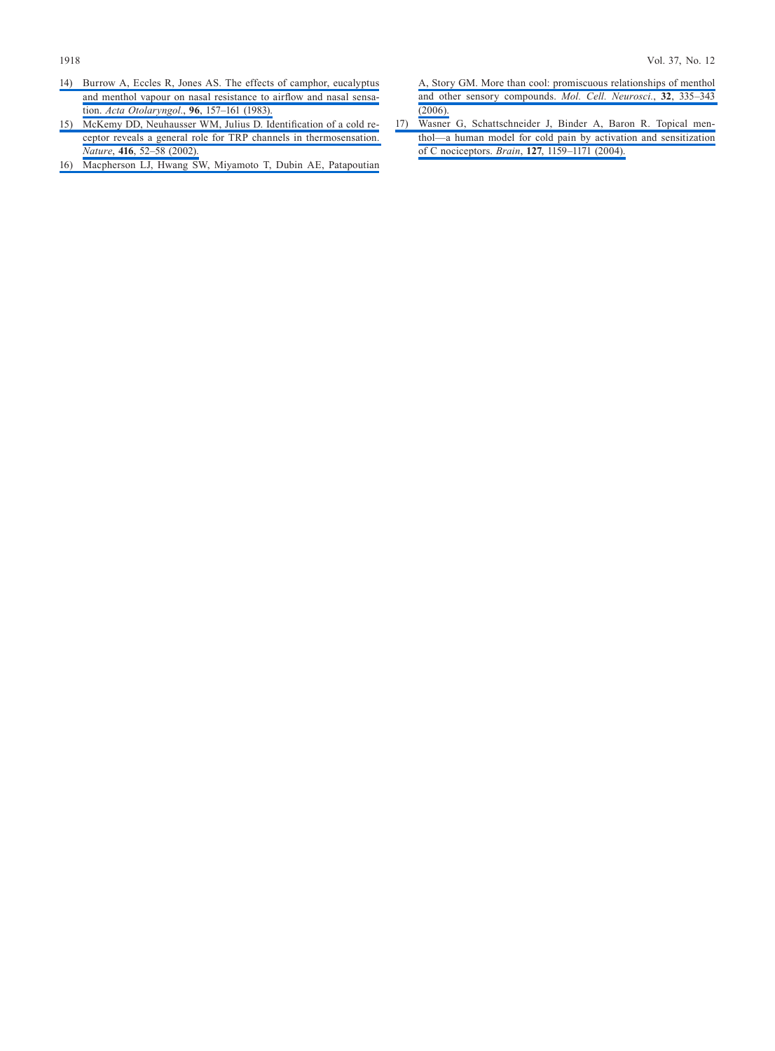14) Burrow A, Eccles R, Jones AS. The effects of camphor, eucalyptus and menthol vapour on nasal resistance to airflow and nasal sensation. *Acta Otolaryngol.*, **96**, 157–161 (1983).
15) McKemy DD, Neuhausser WM, Julius D. Identification of a cold receptor reveals a general role for TRP channels in thermosensation. *Nature*, **416**, 52–58 (2002).
16) Macpherson LJ, Hwang SW, Miyamoto T, Dubin AE, Patapoutian A, Story GM. More than cool: promiscuous relationships of menthol and other sensory compounds. *Mol. Cell. Neurosci.*, **32**, 335–343 (2006).
17) Wasner G, Schattschneider J, Binder A, Baron R. Topical menthol—a human model for cold pain by activation and sensitization of C nociceptors. *Brain*, **127**, 1159–1171 (2004).